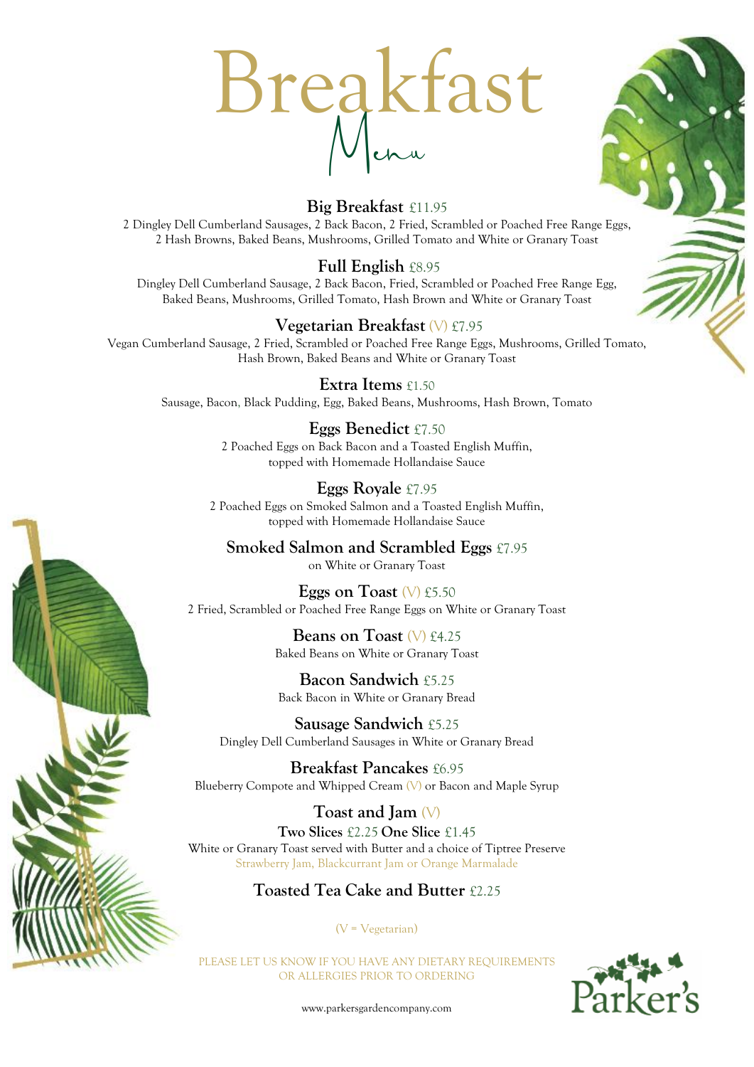# Breakfast Menu

## Big Breakfast £11.95

2 Dingley Dell Cumberland Sausages, 2 Back Bacon, 2 Fried, Scrambled or Poached Free Range Eggs, 2 Hash Browns, Baked Beans, Mushrooms, Grilled Tomato and White or Granary Toast

## Full English £8.95

Dingley Dell Cumberland Sausage, 2 Back Bacon, Fried, Scrambled or Poached Free Range Egg, Baked Beans, Mushrooms, Grilled Tomato, Hash Brown and White or Granary Toast

## Vegetarian Breakfast (V) £7.95

Vegan Cumberland Sausage, 2 Fried, Scrambled or Poached Free Range Eggs, Mushrooms, Grilled Tomato, Hash Brown, Baked Beans and White or Granary Toast

## Extra Items £1.50

Sausage, Bacon, Black Pudding, Egg, Baked Beans, Mushrooms, Hash Brown, Tomato

## Eggs Benedict £7.50

2 Poached Eggs on Back Bacon and a Toasted English Muffin, topped with Homemade Hollandaise Sauce

## Eggs Royale £7.95

2 Poached Eggs on Smoked Salmon and a Toasted English Muffin, topped with Homemade Hollandaise Sauce

## Smoked Salmon and Scrambled Eggs £7.95

on White or Granary Toast

## Eggs on Toast (V) £5.50

2 Fried, Scrambled or Poached Free Range Eggs on White or Granary Toast

## Beans on Toast (V) £4.25

Baked Beans on White or Granary Toast

## Bacon Sandwich £5.25

Back Bacon in White or Granary Bread

## Sausage Sandwich £5.25

Dingley Dell Cumberland Sausages in White or Granary Bread

## Breakfast Pancakes £6.95

Blueberry Compote and Whipped Cream (V) or Bacon and Maple Syrup

## Toast and Jam (V)

**Two Slices** £2.25 **One Slice** £1.45

White or Granary Toast served with Butter and a choice of Tiptree Preserve

Strawberry Jam, Blackcurrant Jam or Orange Marmalade

## Toasted Tea Cake and Butter £2.25

(V = Vegetarian)

PLEASE LET US KNOW IF YOU HAVE ANY DIETARY REQUIREMENTS OR ALLERGIES PRIOR TO ORDERING

www.parkersgardencompany.com

Parker's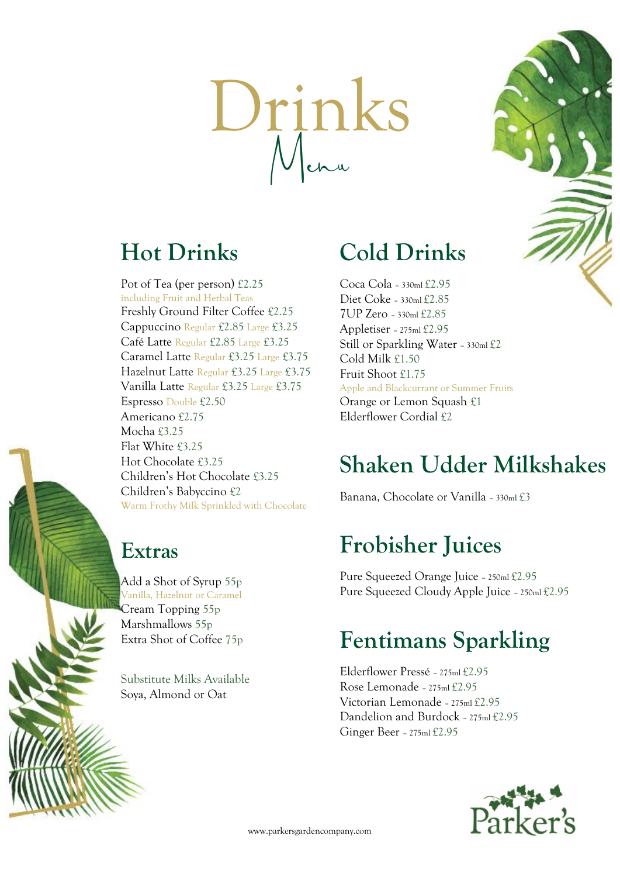# Drinks
## Menu

## Hot Drinks

Pot of Tea (per person) £2.25
including Fruit and Herbal Teas
Freshly Ground Filter Coffee £2.25
Cappuccino Regular £2.85 Large £3.25
Café Latte Regular £2.85 Large £3.25
Caramel Latte Regular £3.25 Large £3.75
Hazelnut Latte Regular £3.25 Large £3.75
Vanilla Latte Regular £3.25 Large £3.75
Espresso Double £2.50
Americano £2.75
Mocha £3.25
Flat White £3.25
Hot Chocolate £3.25
Children's Hot Chocolate £3.25
Children's Babyccino £2
Warm Frothy Milk Sprinkled with Chocolate

## Extras

Add a Shot of Syrup 55p
Vanilla, Hazelnut or Caramel
Cream Topping 55p
Marshmallows 55p
Extra Shot of Coffee 75p

Substitute Milks Available
Soya, Almond or Oat

## Cold Drinks

Coca Cola - 330ml £2.95
Diet Coke - 330ml £2.85
7UP Zero - 330ml £2.85
Appletiser - 275ml £2.95
Still or Sparkling Water - 330ml £2
Cold Milk £1.50
Fruit Shoot £1.75
Apple and Blackcurrant or Summer Fruits
Orange or Lemon Squash £1
Elderflower Cordial £2

## Shaken Udder Milkshakes

Banana, Chocolate or Vanilla - 330ml £3

## Frobisher Juices

Pure Squeezed Orange Juice - 250ml £2.95
Pure Squeezed Cloudy Apple Juice - 250ml £2.95

## Fentimans Sparkling

Elderflower Pressé - 275ml £2.95
Rose Lemonade - 275ml £2.95
Victorian Lemonade - 275ml £2.95
Dandelion and Burdock - 275ml £2.95
Ginger Beer - 275ml £2.95

www.parkersgardencompany.com

Parker's